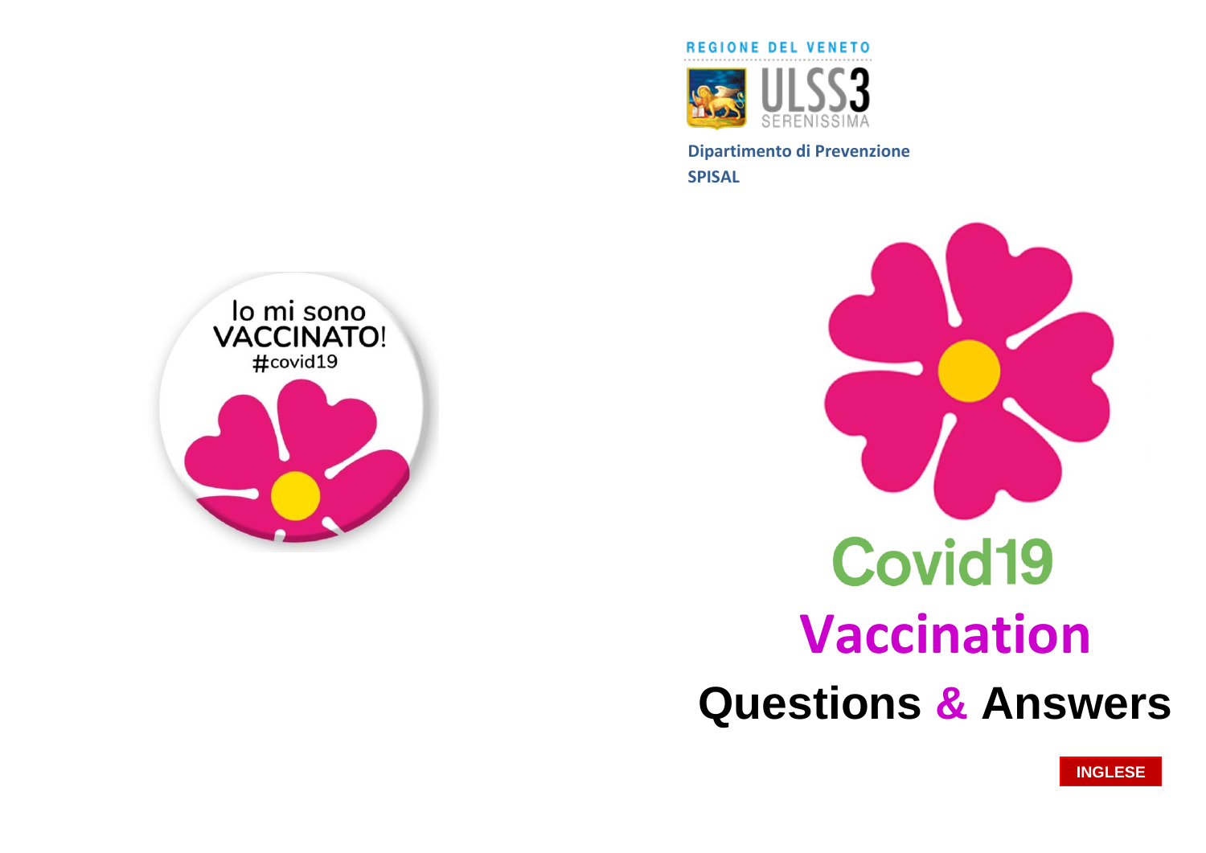REGIONE DEL VENETO

ULSS3 SERENISSIMA

**Dipartimento di Prevenzione**
**SPISAL**

Io mi sono VACCINATO! #covid19

# Covid19 Vaccination

# Questions & Answers

**INGLESE**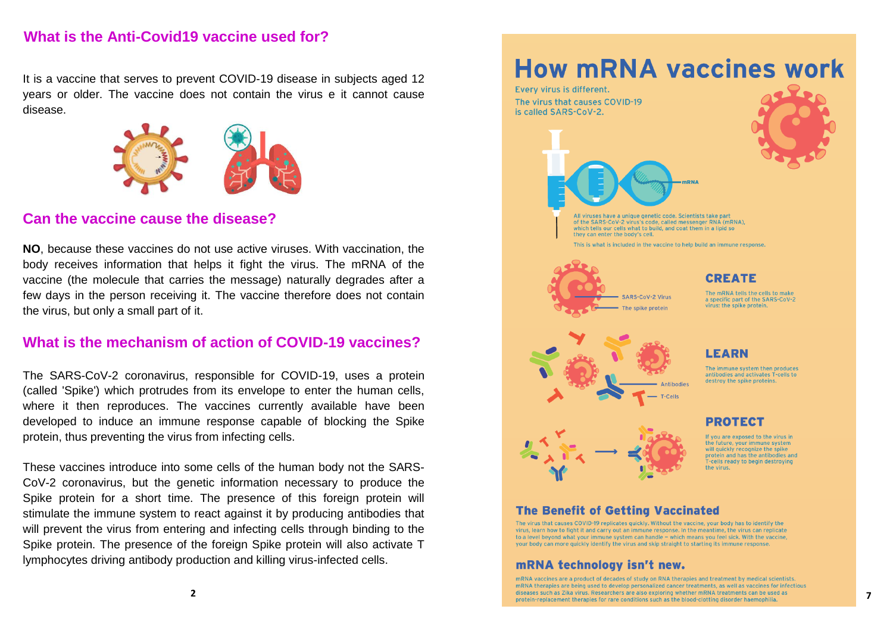## What is the Anti-Covid19 vaccine used for?

It is a vaccine that serves to prevent COVID-19 disease in subjects aged 12 years or older. The vaccine does not contain the virus e it cannot cause disease.

## Can the vaccine cause the disease?

**NO**, because these vaccines do not use active viruses. With vaccination, the body receives information that helps it fight the virus. The mRNA of the vaccine (the molecule that carries the message) naturally degrades after a few days in the person receiving it. The vaccine therefore does not contain the virus, but only a small part of it.

## What is the mechanism of action of COVID-19 vaccines?

The SARS-CoV-2 coronavirus, responsible for COVID-19, uses a protein (called 'Spike') which protrudes from its envelope to enter the human cells, where it then reproduces. The vaccines currently available have been developed to induce an immune response capable of blocking the Spike protein, thus preventing the virus from infecting cells.

These vaccines introduce into some cells of the human body not the SARS-CoV-2 coronavirus, but the genetic information necessary to produce the Spike protein for a short time. The presence of this foreign protein will stimulate the immune system to react against it by producing antibodies that will prevent the virus from entering and infecting cells through binding to the Spike protein. The presence of the foreign Spike protein will also activate T lymphocytes driving antibody production and killing virus-infected cells.

# How mRNA vaccines work

Every virus is different.
The virus that causes COVID-19 is called SARS-CoV-2.

mRNA

All viruses have a unique genetic code. Scientists take part of the SARS-CoV-2 virus's code, called messenger RNA (mRNA), which tells our cells what to build, and coat them in a lipid so they can enter the body's cell.

This is what is included in the vaccine to help build an immune response.

SARS-CoV-2 Virus

The spike protein

### CREATE

The mRNA tells the cells to make a specific part of the SARS-CoV-2 virus: the spike protein.

Antibodies

T-Cells

### LEARN

The immune system then produces antibodies and activates T-cells to destroy the spike proteins.

### PROTECT

If you are exposed to the virus in the future, your immune system will quickly recognize the spike protein and has the antibodies and T-cells ready to begin destroying the virus.

### The Benefit of Getting Vaccinated

The virus that causes COVID-19 replicates quickly. Without the vaccine, your body has to identify the virus, learn how to fight it and carry out an immune response. In the meantime, the virus can replicate to a level beyond what your immune system can handle – which means you feel sick. With the vaccine, your body can more quickly identify the virus and skip straight to starting its immune response.

### mRNA technology isn't new.

mRNA vaccines are a product of decades of study on RNA therapies and treatment by medical scientists. mRNA therapies are being used to develop personalized cancer treatments, as well as vaccines for infectious diseases such as Zika virus. Researchers are also exploring whether mRNA treatments can be used as protein-replacement therapies for rare conditions such as the blood-clotting disorder haemophilia.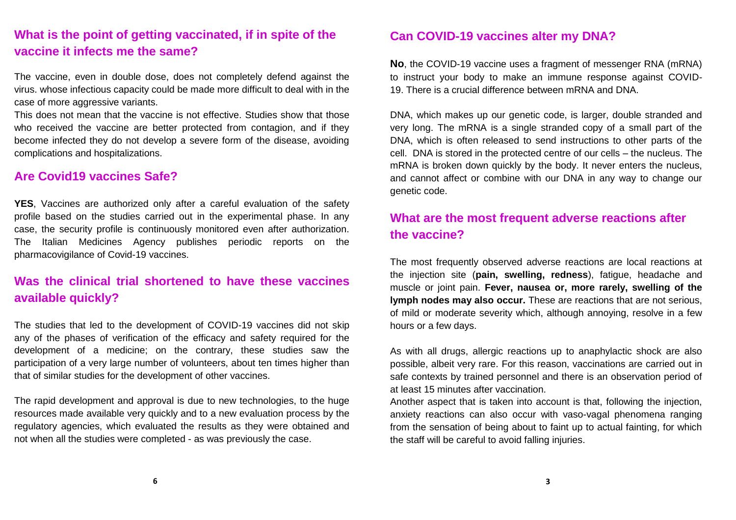## What is the point of getting vaccinated, if in spite of the vaccine it infects me the same?

The vaccine, even in double dose, does not completely defend against the virus. whose infectious capacity could be made more difficult to deal with in the case of more aggressive variants.

This does not mean that the vaccine is not effective. Studies show that those who received the vaccine are better protected from contagion, and if they become infected they do not develop a severe form of the disease, avoiding complications and hospitalizations.

## Are Covid19 vaccines Safe?

**YES**, Vaccines are authorized only after a careful evaluation of the safety profile based on the studies carried out in the experimental phase. In any case, the security profile is continuously monitored even after authorization. The Italian Medicines Agency publishes periodic reports on the pharmacovigilance of Covid-19 vaccines.

## Was the clinical trial shortened to have these vaccines available quickly?

The studies that led to the development of COVID-19 vaccines did not skip any of the phases of verification of the efficacy and safety required for the development of a medicine; on the contrary, these studies saw the participation of a very large number of volunteers, about ten times higher than that of similar studies for the development of other vaccines.

The rapid development and approval is due to new technologies, to the huge resources made available very quickly and to a new evaluation process by the regulatory agencies, which evaluated the results as they were obtained and not when all the studies were completed - as was previously the case.

## Can COVID-19 vaccines alter my DNA?

**No**, the COVID-19 vaccine uses a fragment of messenger RNA (mRNA) to instruct your body to make an immune response against COVID-19. There is a crucial difference between mRNA and DNA.

DNA, which makes up our genetic code, is larger, double stranded and very long. The mRNA is a single stranded copy of a small part of the DNA, which is often released to send instructions to other parts of the cell. DNA is stored in the protected centre of our cells – the nucleus. The mRNA is broken down quickly by the body. It never enters the nucleus, and cannot affect or combine with our DNA in any way to change our genetic code.

## What are the most frequent adverse reactions after the vaccine?

The most frequently observed adverse reactions are local reactions at the injection site (**pain, swelling, redness**), fatigue, headache and muscle or joint pain. **Fever, nausea or, more rarely, swelling of the lymph nodes may also occur.** These are reactions that are not serious, of mild or moderate severity which, although annoying, resolve in a few hours or a few days.

As with all drugs, allergic reactions up to anaphylactic shock are also possible, albeit very rare. For this reason, vaccinations are carried out in safe contexts by trained personnel and there is an observation period of at least 15 minutes after vaccination.

Another aspect that is taken into account is that, following the injection, anxiety reactions can also occur with vaso-vagal phenomena ranging from the sensation of being about to faint up to actual fainting, for which the staff will be careful to avoid falling injuries.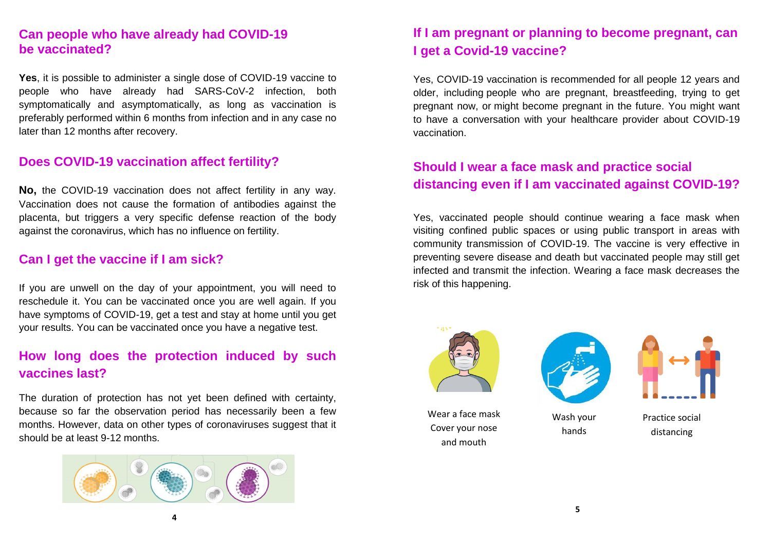## Can people who have already had COVID-19 be vaccinated?

**Yes**, it is possible to administer a single dose of COVID-19 vaccine to people who have already had SARS-CoV-2 infection, both symptomatically and asymptomatically, as long as vaccination is preferably performed within 6 months from infection and in any case no later than 12 months after recovery.

## Does COVID-19 vaccination affect fertility?

**No,** the COVID-19 vaccination does not affect fertility in any way. Vaccination does not cause the formation of antibodies against the placenta, but triggers a very specific defense reaction of the body against the coronavirus, which has no influence on fertility.

## Can I get the vaccine if I am sick?

If you are unwell on the day of your appointment, you will need to reschedule it. You can be vaccinated once you are well again. If you have symptoms of COVID-19, get a test and stay at home until you get your results. You can be vaccinated once you have a negative test.

## How long does the protection induced by such vaccines last?

The duration of protection has not yet been defined with certainty, because so far the observation period has necessarily been a few months. However, data on other types of coronaviruses suggest that it should be at least 9-12 months.

## If I am pregnant or planning to become pregnant, can I get a Covid-19 vaccine?

Yes, COVID-19 vaccination is recommended for all people 12 years and older, including people who are pregnant, breastfeeding, trying to get pregnant now, or might become pregnant in the future. You might want to have a conversation with your healthcare provider about COVID-19 vaccination.

## Should I wear a face mask and practice social distancing even if I am vaccinated against COVID-19?

Yes, vaccinated people should continue wearing a face mask when visiting confined public spaces or using public transport in areas with community transmission of COVID-19. The vaccine is very effective in preventing severe disease and death but vaccinated people may still get infected and transmit the infection. Wearing a face mask decreases the risk of this happening.

Wear a face mask
Cover your nose and mouth

Wash your hands

Practice social distancing